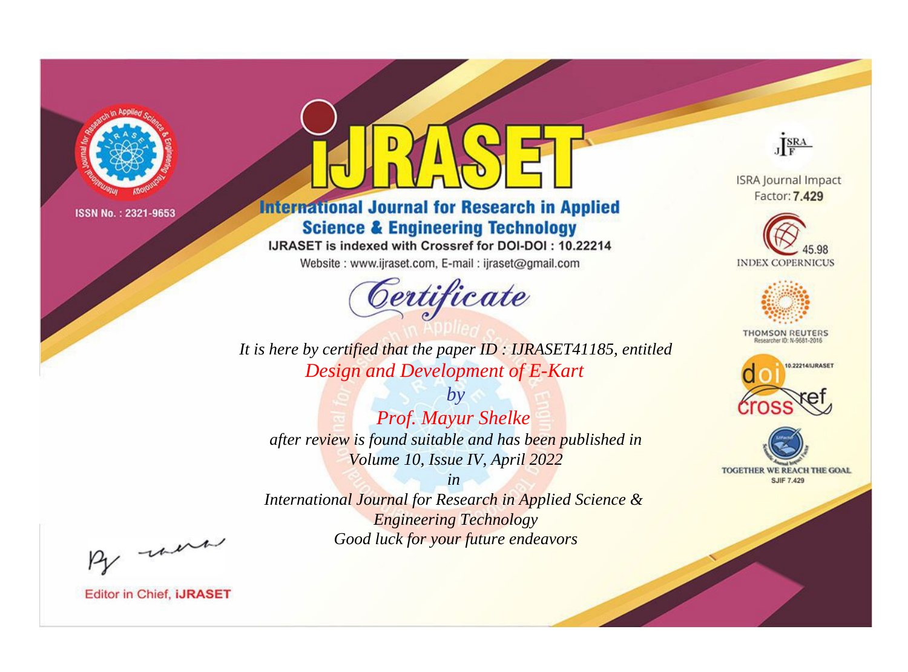ISSN No. : 2321-9653

# IJRASET

## International Journal for Research in Applied Science & Engineering Technology

IJRASET is indexed with Crossref for DOI-DOI : 10.22214

Website : www.ijraset.com, E-mail : ijraset@gmail.com

ISRA Journal Impact Factor: **7.429**

45.98 INDEX COPERNICUS

THOMSON REUTERS Researcher ID: N-9681-2016

10.22214/IJRASET

TOGETHER WE REACH THE GOAL SJIF 7.429

# *Certificate*

*It is here by certified that the paper ID : IJRASET41185, entitled*

*Design and Development of E-Kart*

*by*

*Prof. Mayur Shelke*

*after review is found suitable and has been published in*

*Volume 10, Issue IV, April 2022*

*in*

*International Journal for Research in Applied Science & Engineering Technology*

*Good luck for your future endeavors*

Editor in Chief, **IJRASET**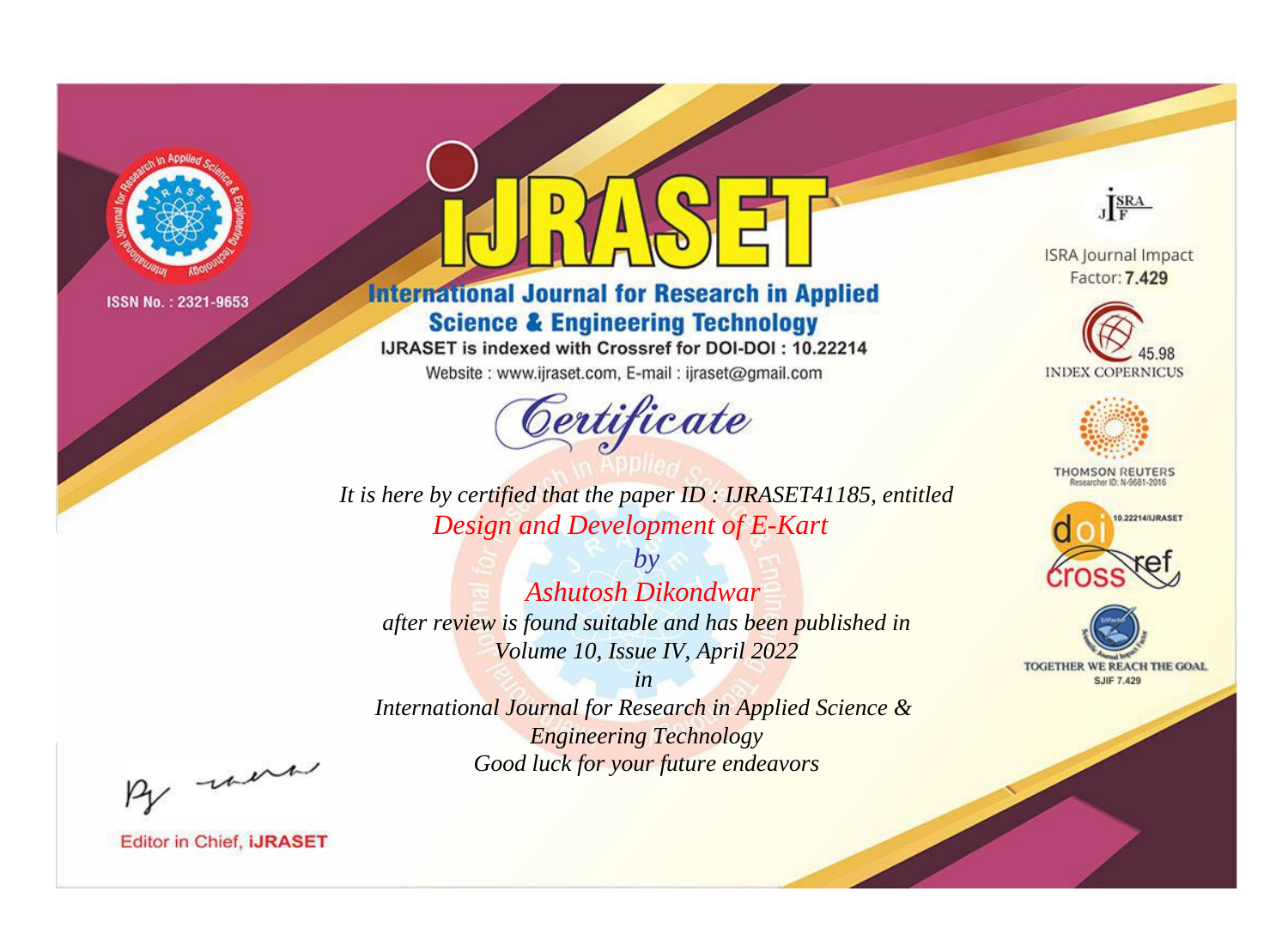ISSN No. : 2321-9653

# iJRASET

## International Journal for Research in Applied Science & Engineering Technology

IJRASET is indexed with Crossref for DOI-DOI : 10.22214

Website : www.ijraset.com, E-mail : ijraset@gmail.com

ISRA Journal Impact Factor: **7.429**

45.98 INDEX COPERNICUS

THOMSON REUTERS Researcher ID: N-9681-2016

10.22214/IJRASET

TOGETHER WE REACH THE GOAL SJIF 7.429

## *Certificate*

*It is here by certified that the paper ID : IJRASET41185, entitled*

*Design and Development of E-Kart*

*by*

*Ashutosh Dikondwar*

*after review is found suitable and has been published in*

*Volume 10, Issue IV, April 2022*

*in*

*International Journal for Research in Applied Science & Engineering Technology*

*Good luck for your future endeavors*

Editor in Chief, **iJRASET**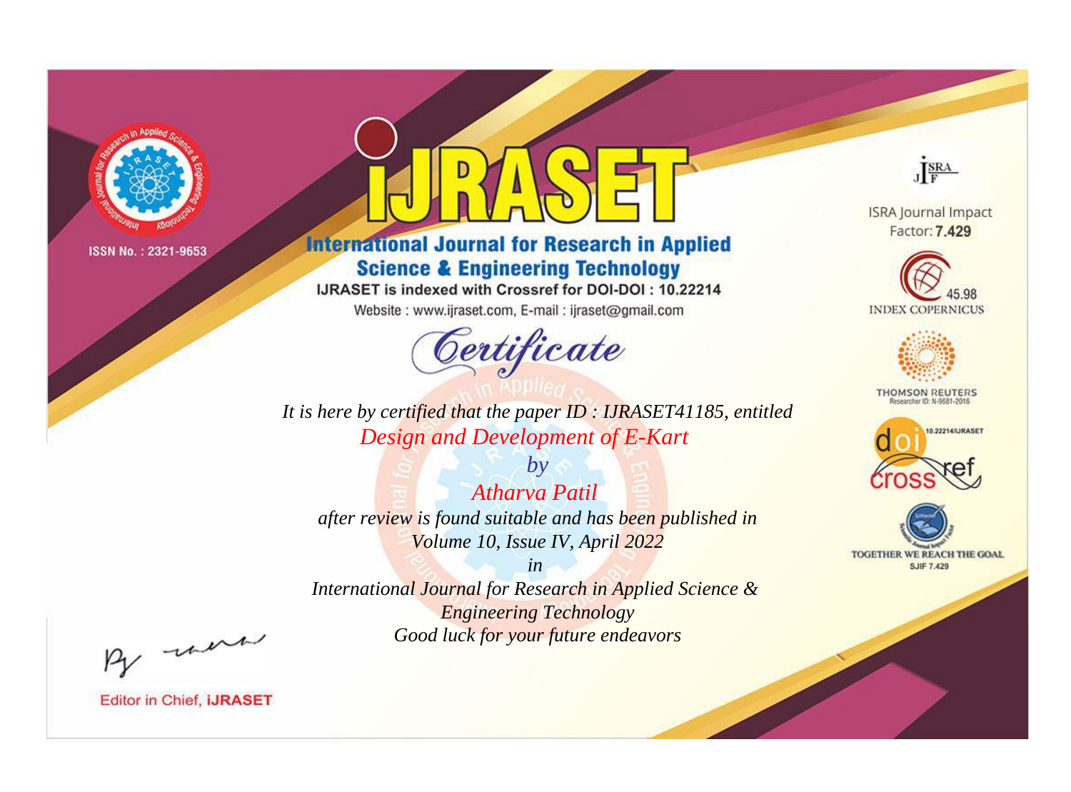ISSN No. : 2321-9653

# IJRASET

## International Journal for Research in Applied Science & Engineering Technology

IJRASET is indexed with Crossref for DOI-DOI : 10.22214

Website : www.ijraset.com, E-mail : ijraset@gmail.com

*Certificate*

*It is here by certified that the paper ID : IJRASET41185, entitled*

*Design and Development of E-Kart*

*by*

*Atharva Patil*

*after review is found suitable and has been published in*

*Volume 10, Issue IV, April 2022*

*in*

*International Journal for Research in Applied Science & Engineering Technology*

*Good luck for your future endeavors*

ISRA Journal Impact Factor: **7.429**

45.98 INDEX COPERNICUS

THOMSON REUTERS Researcher ID: N-9681-2016

10.22214/IJRASET

TOGETHER WE REACH THE GOAL SJIF 7.429

Editor in Chief, **iJRASET**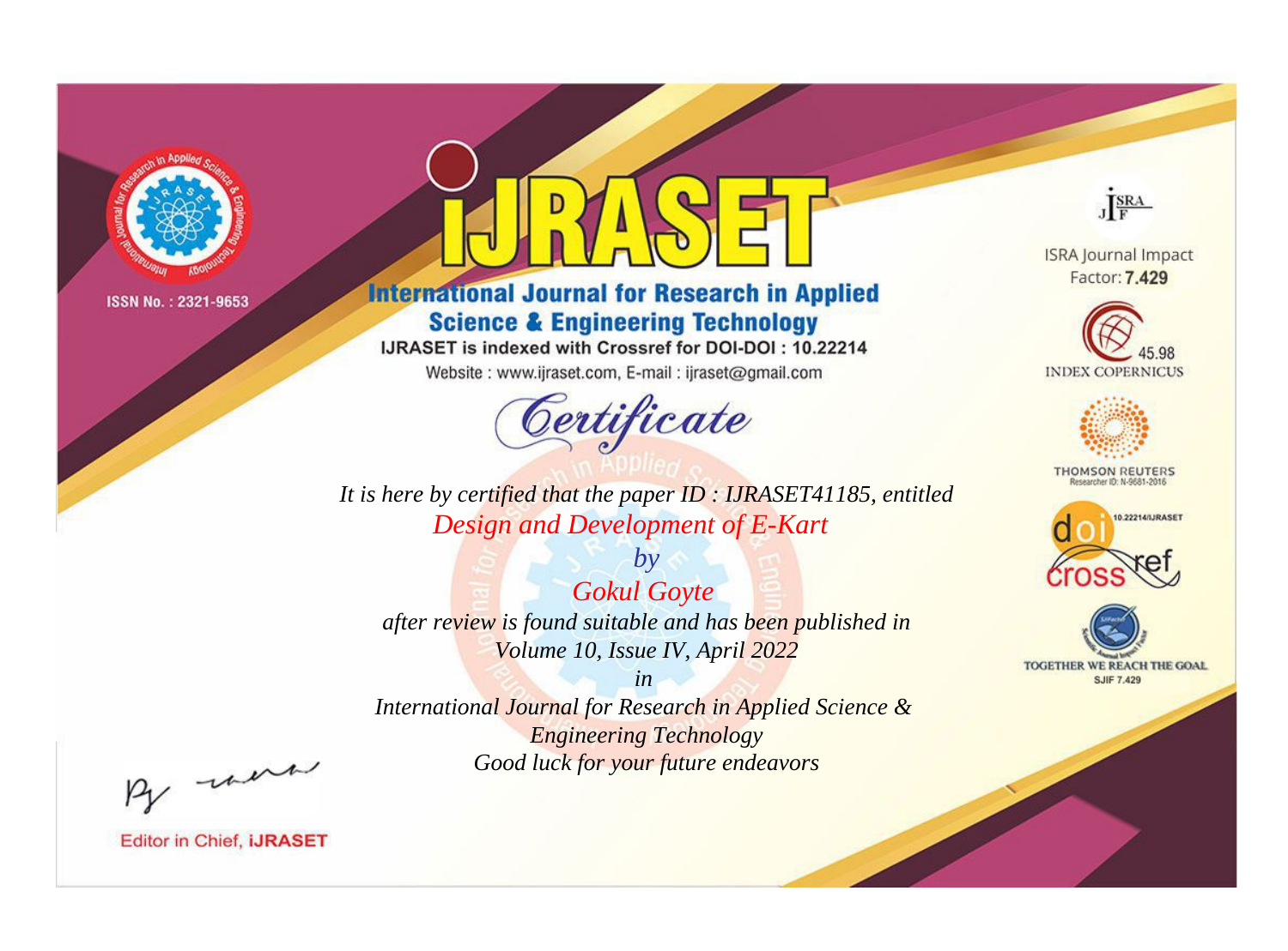ISSN No. : 2321-9653

# iJRASET

## International Journal for Research in Applied Science & Engineering Technology

IJRASET is indexed with Crossref for DOI-DOI : 10.22214

Website : www.ijraset.com, E-mail : ijraset@gmail.com

*Certificate*

*It is here by certified that the paper ID : IJRASET41185, entitled*

*Design and Development of E-Kart*

*by*

*Gokul Goyte*

*after review is found suitable and has been published in*

*Volume 10, Issue IV, April 2022*

*in*

*International Journal for Research in Applied Science & Engineering Technology*

*Good luck for your future endeavors*

ISRA Journal Impact Factor: **7.429**

45.98 INDEX COPERNICUS

THOMSON REUTERS Researcher ID: N-9681-2016

10.22214/IJRASET

TOGETHER WE REACH THE GOAL SJIF 7.429

Editor in Chief, **iJRASET**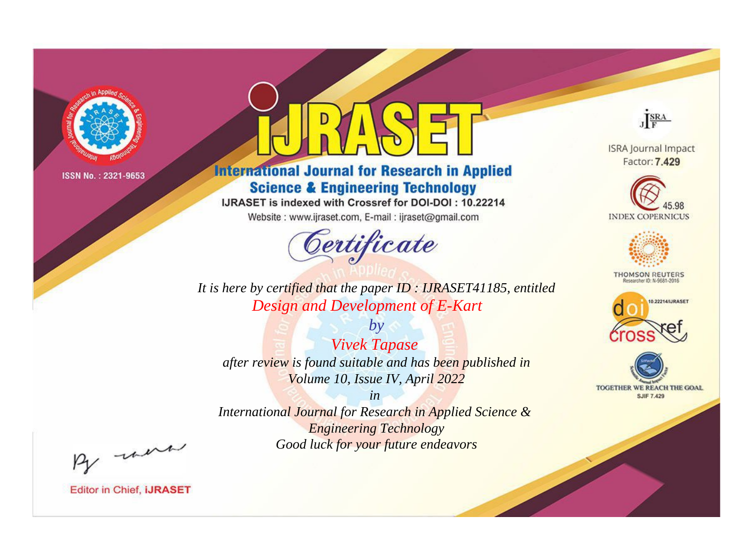ISSN No. : 2321-9653

# iJRASET

## International Journal for Research in Applied Science & Engineering Technology

IJRASET is indexed with Crossref for DOI-DOI : 10.22214

Website : www.ijraset.com, E-mail : ijraset@gmail.com

# Certificate

*It is here by certified that the paper ID : IJRASET41185, entitled*

*Design and Development of E-Kart*

*by*

*Vivek Tapase*

*after review is found suitable and has been published in*

*Volume 10, Issue IV, April 2022*

*in*

*International Journal for Research in Applied Science & Engineering Technology*

*Good luck for your future endeavors*

ISRA Journal Impact Factor: **7.429**

45.98 INDEX COPERNICUS

THOMSON REUTERS Researcher ID: N-9681-2016

10.22214/IJRASET

TOGETHER WE REACH THE GOAL SJIF 7.429

Editor in Chief, **iJRASET**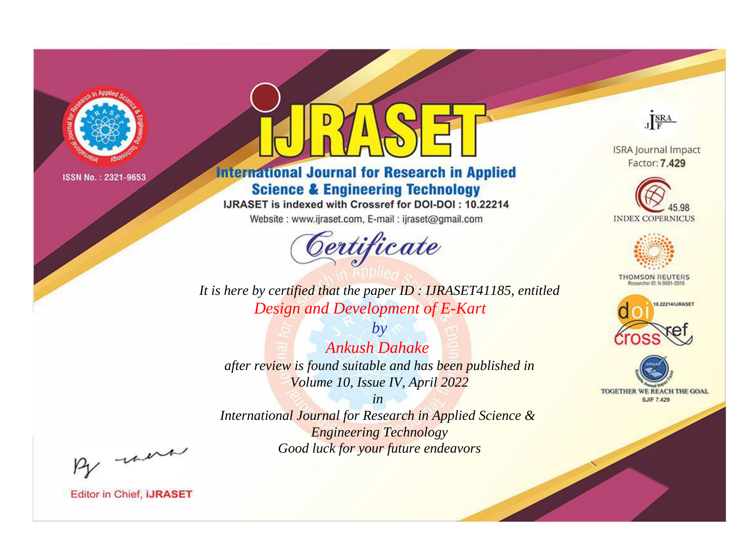ISSN No. : 2321-9653

# IJRASET

## International Journal for Research in Applied Science & Engineering Technology

IJRASET is indexed with Crossref for DOI-DOI : 10.22214

Website : www.ijraset.com, E-mail : ijraset@gmail.com

# Certificate

*It is here by certified that the paper ID : IJRASET41185, entitled*

*Design and Development of E-Kart*

*by*

*Ankush Dahake*

*after review is found suitable and has been published in*

*Volume 10, Issue IV, April 2022*

*in*

*International Journal for Research in Applied Science & Engineering Technology*

*Good luck for your future endeavors*

ISRA Journal Impact Factor: **7.429**

45.98 INDEX COPERNICUS

THOMSON REUTERS Researcher ID: N-9681-2016

10.22214/IJRASET

TOGETHER WE REACH THE GOAL SJIF 7.429

Editor in Chief, **iJRASET**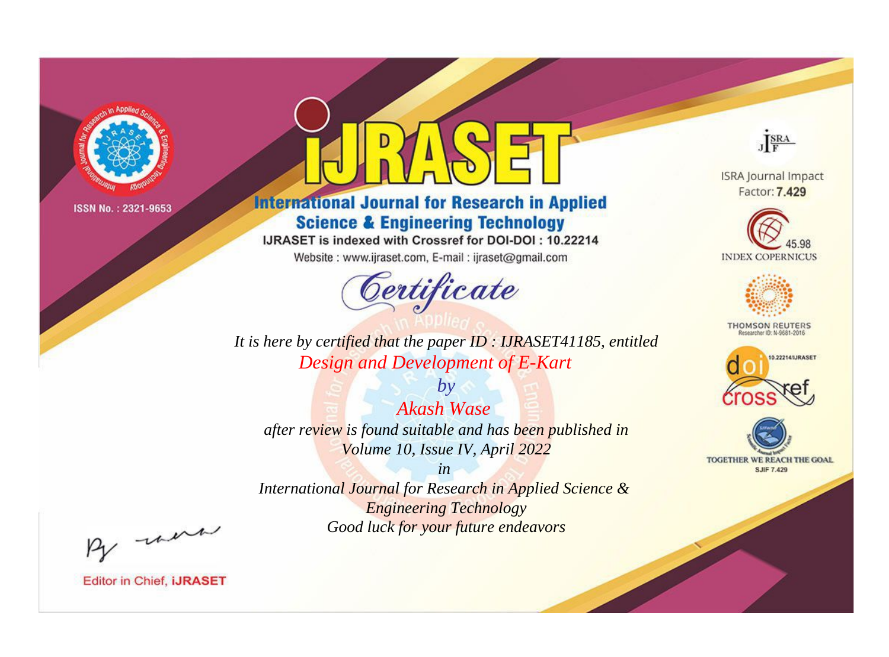ISSN No. : 2321-9653

# IJRASET

## International Journal for Research in Applied Science & Engineering Technology

IJRASET is indexed with Crossref for DOI-DOI : 10.22214

Website : www.ijraset.com, E-mail : ijraset@gmail.com

## Certificate

*It is here by certified that the paper ID : IJRASET41185, entitled*

*Design and Development of E-Kart*

*by*

*Akash Wase*

*after review is found suitable and has been published in*

*Volume 10, Issue IV, April 2022*

*in*

*International Journal for Research in Applied Science & Engineering Technology*

*Good luck for your future endeavors*

ISRA Journal Impact Factor: **7.429**

45.98 INDEX COPERNICUS

THOMSON REUTERS Researcher ID: N-9681-2016

10.22214/IJRASET

TOGETHER WE REACH THE GOAL SJIF 7.429

Editor in Chief, **iJRASET**